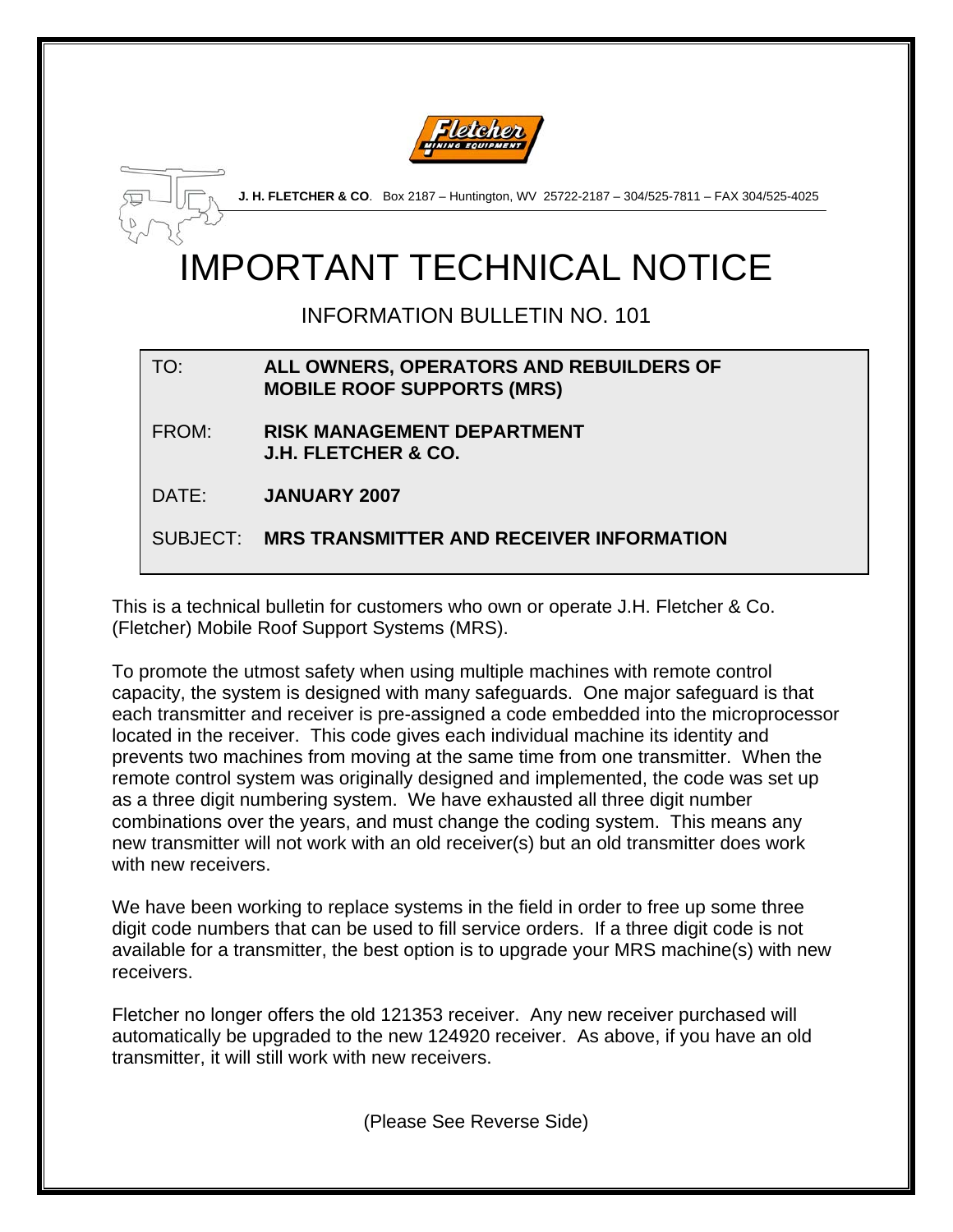**J. H. FLETCHER & CO**. Box 2187 – Huntington, WV 25722-2187 – 304/525-7811 – FAX 304/525-4025

# IMPORTANT TECHNICAL NOTICE

## INFORMATION BULLETIN NO. 101

| | |
|---|---|
| TO: | **ALL OWNERS, OPERATORS AND REBUILDERS OF MOBILE ROOF SUPPORTS (MRS)** |
| FROM: | **RISK MANAGEMENT DEPARTMENT J.H. FLETCHER & CO.** |
| DATE: | **JANUARY 2007** |
| SUBJECT: | **MRS TRANSMITTER AND RECEIVER INFORMATION** |

This is a technical bulletin for customers who own or operate J.H. Fletcher & Co. (Fletcher) Mobile Roof Support Systems (MRS).

To promote the utmost safety when using multiple machines with remote control capacity, the system is designed with many safeguards. One major safeguard is that each transmitter and receiver is pre-assigned a code embedded into the microprocessor located in the receiver. This code gives each individual machine its identity and prevents two machines from moving at the same time from one transmitter. When the remote control system was originally designed and implemented, the code was set up as a three digit numbering system. We have exhausted all three digit number combinations over the years, and must change the coding system. This means any new transmitter will not work with an old receiver(s) but an old transmitter does work with new receivers.

We have been working to replace systems in the field in order to free up some three digit code numbers that can be used to fill service orders. If a three digit code is not available for a transmitter, the best option is to upgrade your MRS machine(s) with new receivers.

Fletcher no longer offers the old 121353 receiver. Any new receiver purchased will automatically be upgraded to the new 124920 receiver. As above, if you have an old transmitter, it will still work with new receivers.

(Please See Reverse Side)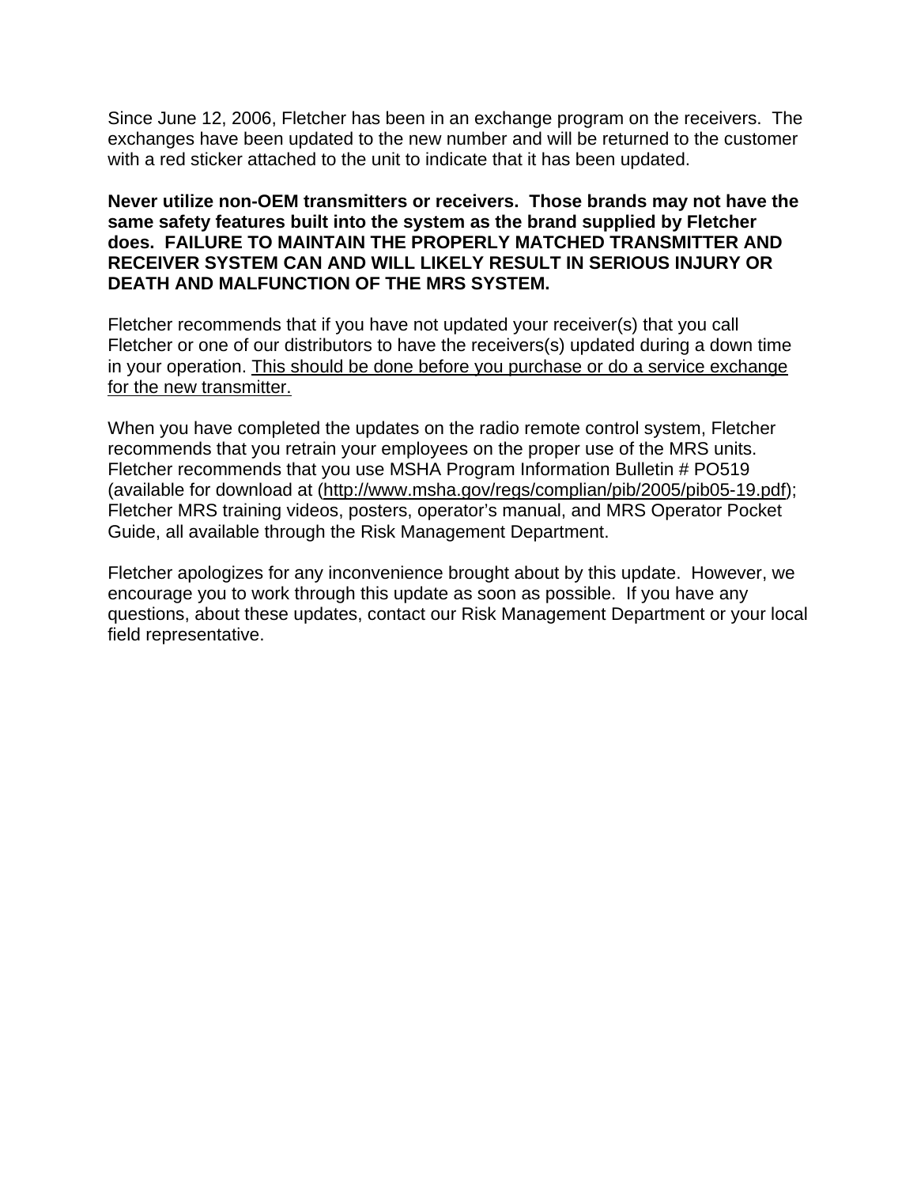Since June 12, 2006, Fletcher has been in an exchange program on the receivers. The exchanges have been updated to the new number and will be returned to the customer with a red sticker attached to the unit to indicate that it has been updated.

**Never utilize non-OEM transmitters or receivers. Those brands may not have the same safety features built into the system as the brand supplied by Fletcher does. FAILURE TO MAINTAIN THE PROPERLY MATCHED TRANSMITTER AND RECEIVER SYSTEM CAN AND WILL LIKELY RESULT IN SERIOUS INJURY OR DEATH AND MALFUNCTION OF THE MRS SYSTEM.**

Fletcher recommends that if you have not updated your receiver(s) that you call Fletcher or one of our distributors to have the receivers(s) updated during a down time in your operation. <u>This should be done before you purchase or do a service exchange for the new transmitter.</u>

When you have completed the updates on the radio remote control system, Fletcher recommends that you retrain your employees on the proper use of the MRS units. Fletcher recommends that you use MSHA Program Information Bulletin # PO519 (available for download at (http://www.msha.gov/regs/complian/pib/2005/pib05-19.pdf); Fletcher MRS training videos, posters, operator's manual, and MRS Operator Pocket Guide, all available through the Risk Management Department.

Fletcher apologizes for any inconvenience brought about by this update. However, we encourage you to work through this update as soon as possible. If you have any questions, about these updates, contact our Risk Management Department or your local field representative.